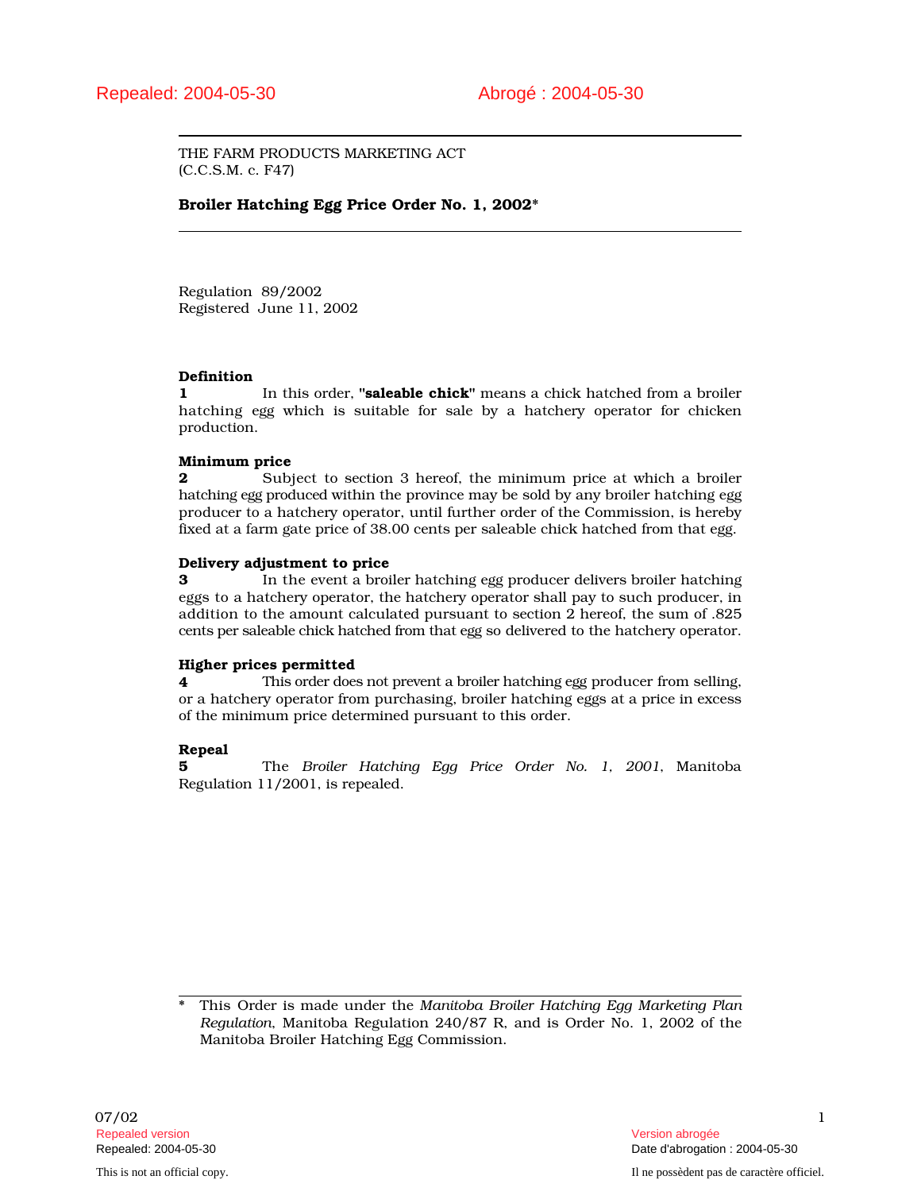Repealed: 2004-05-30 Abrogé : 2004-05-30

THE FARM PRODUCTS MARKETING ACT
(C.C.S.M. c. F47)

**Broiler Hatching Egg Price Order No. 1, 2002***

Regulation 89/2002
Registered June 11, 2002

**Definition**

**1** In this order, **"saleable chick"** means a chick hatched from a broiler hatching egg which is suitable for sale by a hatchery operator for chicken production.

**Minimum price**

**2** Subject to section 3 hereof, the minimum price at which a broiler hatching egg produced within the province may be sold by any broiler hatching egg producer to a hatchery operator, until further order of the Commission, is hereby fixed at a farm gate price of 38.00 cents per saleable chick hatched from that egg.

**Delivery adjustment to price**

**3** In the event a broiler hatching egg producer delivers broiler hatching eggs to a hatchery operator, the hatchery operator shall pay to such producer, in addition to the amount calculated pursuant to section 2 hereof, the sum of .825 cents per saleable chick hatched from that egg so delivered to the hatchery operator.

**Higher prices permitted**

**4** This order does not prevent a broiler hatching egg producer from selling, or a hatchery operator from purchasing, broiler hatching eggs at a price in excess of the minimum price determined pursuant to this order.

**Repeal**

**5** The *Broiler Hatching Egg Price Order No. 1, 2001*, Manitoba Regulation 11/2001, is repealed.

\* This Order is made under the *Manitoba Broiler Hatching Egg Marketing Plan Regulation*, Manitoba Regulation 240/87 R, and is Order No. 1, 2002 of the Manitoba Broiler Hatching Egg Commission.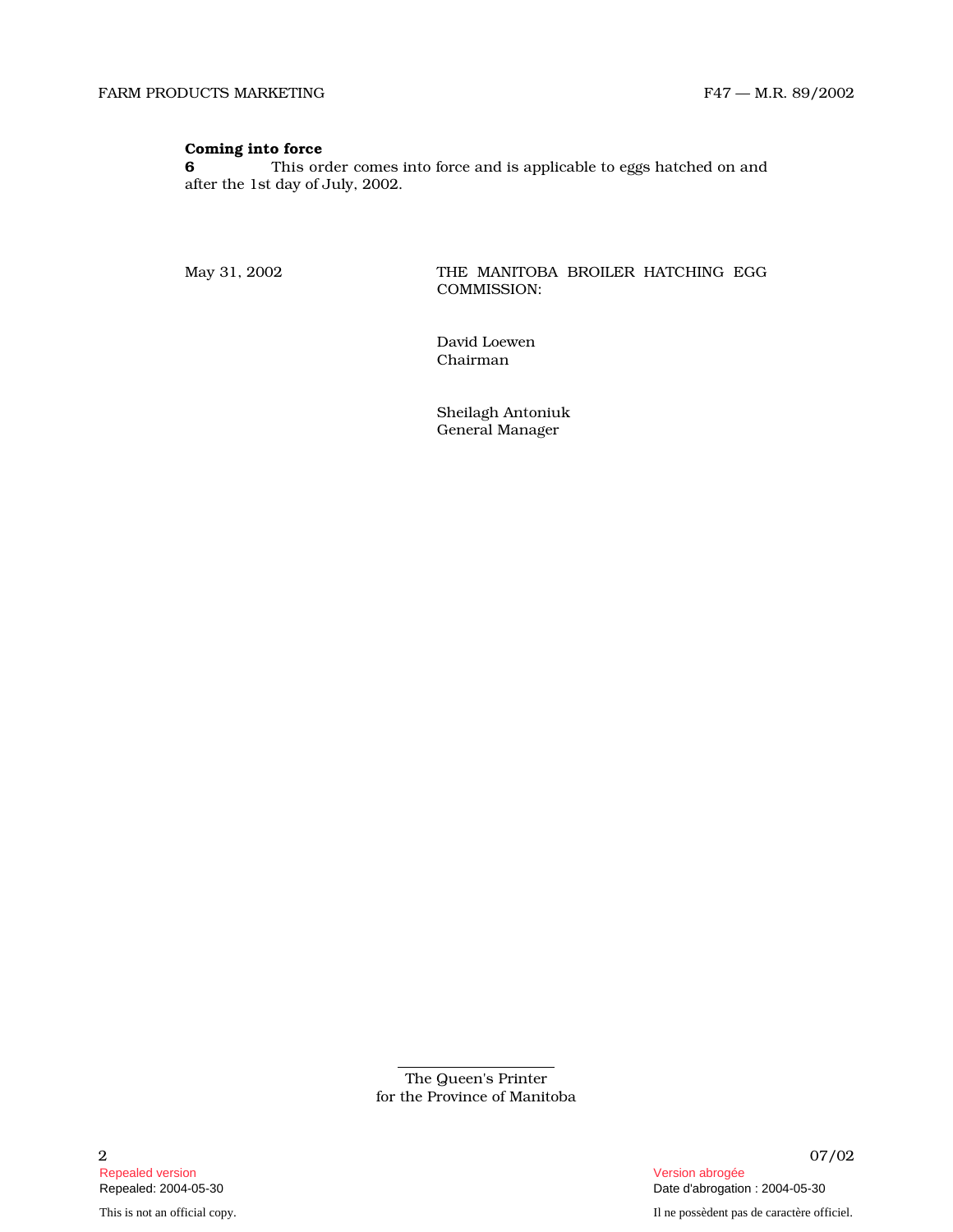**Coming into force**

**6** This order comes into force and is applicable to eggs hatched on and after the 1st day of July, 2002.

May 31, 2002

THE MANITOBA BROILER HATCHING EGG COMMISSION:

David Loewen
Chairman

Sheilagh Antoniuk
General Manager

The Queen's Printer
for the Province of Manitoba

Repealed version
Repealed: 2004-05-30

Version abrogée
Date d'abrogation : 2004-05-30

This is not an official copy.

Il ne possèdent pas de caractère officiel.